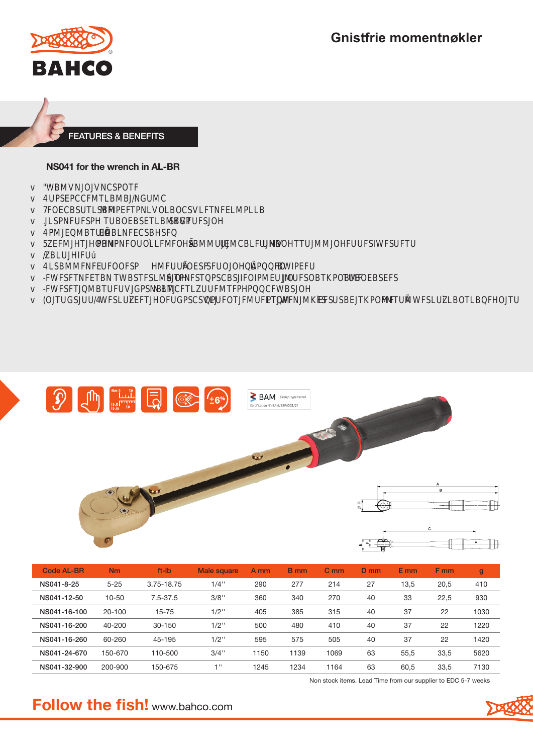# Gnistfrie momentnøkler

FEATURES & BENEFITS

### NS041 for the wrench in AL-BR

v "WBMVNJOJVNCSPOTF
v 4UPSEPCCFMTLBMBJ/NGUMC
v 7FOECBSUTLSBMFIPEFTPNLVOLBOCSVLFTNFELMPLLB
v .JLSPNFUFSPH TUBOEBSETLBMBSRVFUFSJOH
v 4PMJEQMBTUFÆOBLNFECSBHFQ
v 5ZEFMJHHFOPNMMFOUMLLFMFOHÃBMMUJEMBLFUJMHVOHTTJMMJOHFUUFSHVFSUFU
v /ZBLUJHIFUú
v 4LSBMMFNFEUFOOFSP HMFUUÃEFSFUFOJOHÃPQQFOEVIPEFU
v -FWFSFTNFEBN SVBSFSLMÆSJOHFSTQPSCBSIFOMEUJMLTFSUJGJLBUPHOVNNFSPHTUBOEBSEFS
v -FWFSFTJQMBTUFUVJGPSNBMJCFSLZUUFMTFEFQPQCVBSJOH
v (OJTUGSJUU/4WFSLUZEFTJHOFUGPSCSVLJFOTJLFSUTPOFNFMJKÃFSUSBEJTKPOFMMFSUÃWFSLUZLBOTLBQFHOJTU

BAM Design-type tested
Certification N°: BAM/ZBF/002/21

| Code AL-BR | Nm | ft-lb | Male square | A mm | B mm | C mm | D mm | E mm | F mm | g |
|---|---|---|---|---|---|---|---|---|---|---|
| NS041-8-25 | 5-25 | 3.75-18.75 | 1/4'' | 290 | 277 | 214 | 27 | 13,5 | 20,5 | 410 |
| NS041-12-50 | 10-50 | 7.5-37.5 | 3/8'' | 360 | 340 | 270 | 40 | 33 | 22,5 | 930 |
| NS041-16-100 | 20-100 | 15-75 | 1/2'' | 405 | 385 | 315 | 40 | 37 | 22 | 1030 |
| NS041-16-200 | 40-200 | 30-150 | 1/2'' | 500 | 480 | 410 | 40 | 37 | 22 | 1220 |
| NS041-16-260 | 60-260 | 45-195 | 1/2'' | 595 | 575 | 505 | 40 | 37 | 22 | 1420 |
| NS041-24-670 | 150-670 | 110-500 | 3/4'' | 1150 | 1139 | 1069 | 63 | 55,5 | 33,5 | 5620 |
| NS041-32-900 | 200-900 | 150-675 | 1'' | 1245 | 1234 | 1164 | 63 | 60,5 | 33,5 | 7130 |

Non stock items. Lead Time from our supplier to EDC 5-7 weeks

**Follow the fish!** www.bahco.com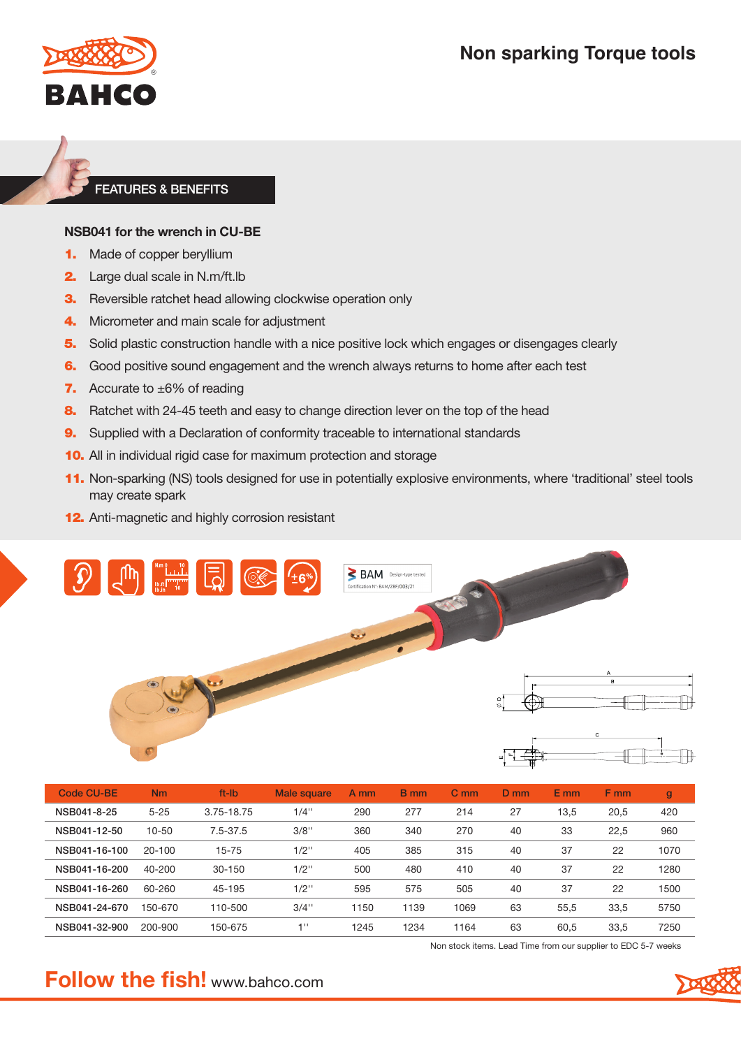# Non sparking Torque tools

## FEATURES & BENEFITS

**NSB041 for the wrench in CU-BE**

1. Made of copper beryllium
2. Large dual scale in N.m/ft.lb
3. Reversible ratchet head allowing clockwise operation only
4. Micrometer and main scale for adjustment
5. Solid plastic construction handle with a nice positive lock which engages or disengages clearly
6. Good positive sound engagement and the wrench always returns to home after each test
7. Accurate to ±6% of reading
8. Ratchet with 24-45 teeth and easy to change direction lever on the top of the head
9. Supplied with a Declaration of conformity traceable to international standards
10. All in individual rigid case for maximum protection and storage
11. Non-sparking (NS) tools designed for use in potentially explosive environments, where 'traditional' steel tools may create spark
12. Anti-magnetic and highly corrosion resistant

BAM Design-type tested
Certification N°: BAM/ZBF/003/21

| Code CU-BE | Nm | ft-lb | Male square | A mm | B mm | C mm | D mm | E mm | F mm | g |
|---|---|---|---|---|---|---|---|---|---|---|
| NSB041-8-25 | 5-25 | 3.75-18.75 | 1/4'' | 290 | 277 | 214 | 27 | 13,5 | 20,5 | 420 |
| NSB041-12-50 | 10-50 | 7.5-37.5 | 3/8'' | 360 | 340 | 270 | 40 | 33 | 22,5 | 960 |
| NSB041-16-100 | 20-100 | 15-75 | 1/2'' | 405 | 385 | 315 | 40 | 37 | 22 | 1070 |
| NSB041-16-200 | 40-200 | 30-150 | 1/2'' | 500 | 480 | 410 | 40 | 37 | 22 | 1280 |
| NSB041-16-260 | 60-260 | 45-195 | 1/2'' | 595 | 575 | 505 | 40 | 37 | 22 | 1500 |
| NSB041-24-670 | 150-670 | 110-500 | 3/4'' | 1150 | 1139 | 1069 | 63 | 55,5 | 33,5 | 5750 |
| NSB041-32-900 | 200-900 | 150-675 | 1'' | 1245 | 1234 | 1164 | 63 | 60,5 | 33,5 | 7250 |

Non stock items. Lead Time from our supplier to EDC 5-7 weeks

**Follow the fish!** www.bahco.com